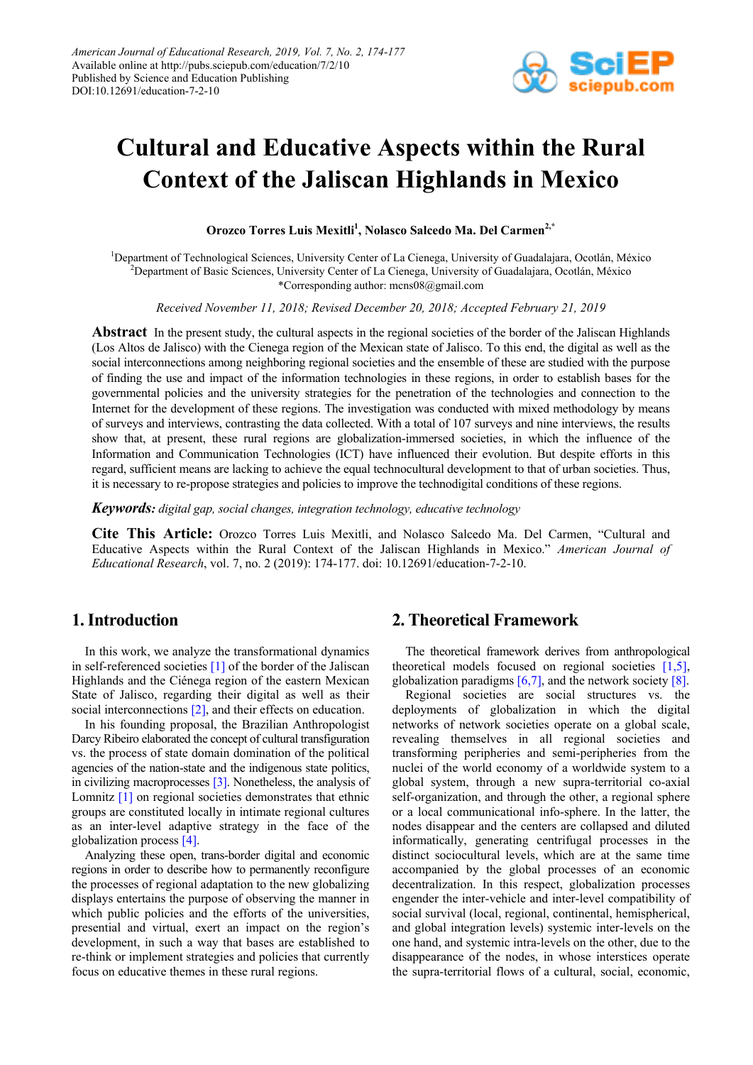# Cultural and Educative Aspects within the Rural Context of the Jaliscan Highlands in Mexico

**Orozco Torres Luis Mexitli[1], Nolasco Salcedo Ma. Del Carmen[2,*]**

[1]Department of Technological Sciences, University Center of La Cienega, University of Guadalajara, Ocotlán, México
[2]Department of Basic Sciences, University Center of La Cienega, University of Guadalajara, Ocotlán, México
*Corresponding author: mcns08@gmail.com

*Received November 11, 2018; Revised December 20, 2018; Accepted February 21, 2019*

**Abstract** In the present study, the cultural aspects in the regional societies of the border of the Jaliscan Highlands (Los Altos de Jalisco) with the Cienega region of the Mexican state of Jalisco. To this end, the digital as well as the social interconnections among neighboring regional societies and the ensemble of these are studied with the purpose of finding the use and impact of the information technologies in these regions, in order to establish bases for the governmental policies and the university strategies for the penetration of the technologies and connection to the Internet for the development of these regions. The investigation was conducted with mixed methodology by means of surveys and interviews, contrasting the data collected. With a total of 107 surveys and nine interviews, the results show that, at present, these rural regions are globalization-immersed societies, in which the influence of the Information and Communication Technologies (ICT) have influenced their evolution. But despite efforts in this regard, sufficient means are lacking to achieve the equal technocultural development to that of urban societies. Thus, it is necessary to re-propose strategies and policies to improve the technodigital conditions of these regions.

***Keywords:*** *digital gap, social changes, integration technology, educative technology*

**Cite This Article:** Orozco Torres Luis Mexitli, and Nolasco Salcedo Ma. Del Carmen, "Cultural and Educative Aspects within the Rural Context of the Jaliscan Highlands in Mexico." *American Journal of Educational Research*, vol. 7, no. 2 (2019): 174-177. doi: 10.12691/education-7-2-10.

## 1. Introduction

In this work, we analyze the transformational dynamics in self-referenced societies [1] of the border of the Jaliscan Highlands and the Ciénega region of the eastern Mexican State of Jalisco, regarding their digital as well as their social interconnections [2], and their effects on education.

In his founding proposal, the Brazilian Anthropologist Darcy Ribeiro elaborated the concept of cultural transfiguration vs. the process of state domain domination of the political agencies of the nation-state and the indigenous state politics, in civilizing macroprocesses [3]. Nonetheless, the analysis of Lomnitz [1] on regional societies demonstrates that ethnic groups are constituted locally in intimate regional cultures as an inter-level adaptive strategy in the face of the globalization process [4].

Analyzing these open, trans-border digital and economic regions in order to describe how to permanently reconfigure the processes of regional adaptation to the new globalizing displays entertains the purpose of observing the manner in which public policies and the efforts of the universities, presential and virtual, exert an impact on the region's development, in such a way that bases are established to re-think or implement strategies and policies that currently focus on educative themes in these rural regions.

## 2. Theoretical Framework

The theoretical framework derives from anthropological theoretical models focused on regional societies [1,5], globalization paradigms [6,7], and the network society [8].

Regional societies are social structures vs. the deployments of globalization in which the digital networks of network societies operate on a global scale, revealing themselves in all regional societies and transforming peripheries and semi-peripheries from the nuclei of the world economy of a worldwide system to a global system, through a new supra-territorial co-axial self-organization, and through the other, a regional sphere or a local communicational info-sphere. In the latter, the nodes disappear and the centers are collapsed and diluted informatically, generating centrifugal processes in the distinct sociocultural levels, which are at the same time accompanied by the global processes of an economic decentralization. In this respect, globalization processes engender the inter-vehicle and inter-level compatibility of social survival (local, regional, continental, hemispherical, and global integration levels) systemic inter-levels on the one hand, and systemic intra-levels on the other, due to the disappearance of the nodes, in whose interstices operate the supra-territorial flows of a cultural, social, economic,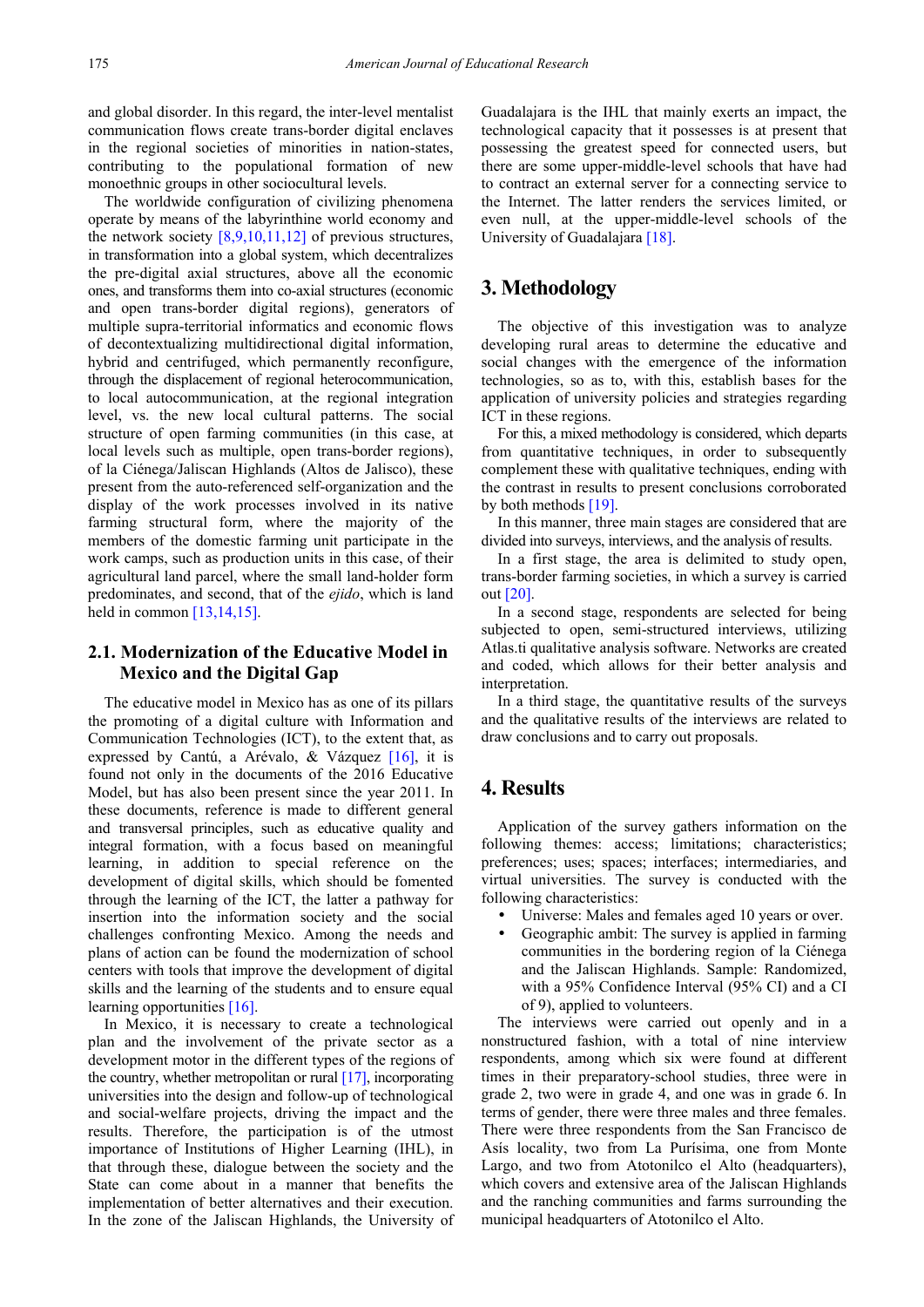and global disorder. In this regard, the inter-level mentalist communication flows create trans-border digital enclaves in the regional societies of minorities in nation-states, contributing to the populational formation of new monoethnic groups in other sociocultural levels.

The worldwide configuration of civilizing phenomena operate by means of the labyrinthine world economy and the network society [8,9,10,11,12] of previous structures, in transformation into a global system, which decentralizes the pre-digital axial structures, above all the economic ones, and transforms them into co-axial structures (economic and open trans-border digital regions), generators of multiple supra-territorial informatics and economic flows of decontextualizing multidirectional digital information, hybrid and centrifuged, which permanently reconfigure, through the displacement of regional heterocommunication, to local autocommunication, at the regional integration level, vs. the new local cultural patterns. The social structure of open farming communities (in this case, at local levels such as multiple, open trans-border regions), of la Ciénega/Jaliscan Highlands (Altos de Jalisco), these present from the auto-referenced self-organization and the display of the work processes involved in its native farming structural form, where the majority of the members of the domestic farming unit participate in the work camps, such as production units in this case, of their agricultural land parcel, where the small land-holder form predominates, and second, that of the *ejido*, which is land held in common [13,14,15].

## 2.1. Modernization of the Educative Model in Mexico and the Digital Gap

The educative model in Mexico has as one of its pillars the promoting of a digital culture with Information and Communication Technologies (ICT), to the extent that, as expressed by Cantú, a Arévalo, & Vázquez [16], it is found not only in the documents of the 2016 Educative Model, but has also been present since the year 2011. In these documents, reference is made to different general and transversal principles, such as educative quality and integral formation, with a focus based on meaningful learning, in addition to special reference on the development of digital skills, which should be fomented through the learning of the ICT, the latter a pathway for insertion into the information society and the social challenges confronting Mexico. Among the needs and plans of action can be found the modernization of school centers with tools that improve the development of digital skills and the learning of the students and to ensure equal learning opportunities [16].

In Mexico, it is necessary to create a technological plan and the involvement of the private sector as a development motor in the different types of the regions of the country, whether metropolitan or rural [17], incorporating universities into the design and follow-up of technological and social-welfare projects, driving the impact and the results. Therefore, the participation is of the utmost importance of Institutions of Higher Learning (IHL), in that through these, dialogue between the society and the State can come about in a manner that benefits the implementation of better alternatives and their execution. In the zone of the Jaliscan Highlands, the University of Guadalajara is the IHL that mainly exerts an impact, the technological capacity that it possesses is at present that possessing the greatest speed for connected users, but there are some upper-middle-level schools that have had to contract an external server for a connecting service to the Internet. The latter renders the services limited, or even null, at the upper-middle-level schools of the University of Guadalajara [18].

# 3. Methodology

The objective of this investigation was to analyze developing rural areas to determine the educative and social changes with the emergence of the information technologies, so as to, with this, establish bases for the application of university policies and strategies regarding ICT in these regions.

For this, a mixed methodology is considered, which departs from quantitative techniques, in order to subsequently complement these with qualitative techniques, ending with the contrast in results to present conclusions corroborated by both methods [19].

In this manner, three main stages are considered that are divided into surveys, interviews, and the analysis of results.

In a first stage, the area is delimited to study open, trans-border farming societies, in which a survey is carried out [20].

In a second stage, respondents are selected for being subjected to open, semi-structured interviews, utilizing Atlas.ti qualitative analysis software. Networks are created and coded, which allows for their better analysis and interpretation.

In a third stage, the quantitative results of the surveys and the qualitative results of the interviews are related to draw conclusions and to carry out proposals.

# 4. Results

Application of the survey gathers information on the following themes: access; limitations; characteristics; preferences; uses; spaces; interfaces; intermediaries, and virtual universities. The survey is conducted with the following characteristics:

- Universe: Males and females aged 10 years or over.
- Geographic ambit: The survey is applied in farming communities in the bordering region of la Ciénega and the Jaliscan Highlands. Sample: Randomized, with a 95% Confidence Interval (95% CI) and a CI of 9), applied to volunteers.

The interviews were carried out openly and in a nonstructured fashion, with a total of nine interview respondents, among which six were found at different times in their preparatory-school studies, three were in grade 2, two were in grade 4, and one was in grade 6. In terms of gender, there were three males and three females. There were three respondents from the San Francisco de Asís locality, two from La Purísima, one from Monte Largo, and two from Atotonilco el Alto (headquarters), which covers and extensive area of the Jaliscan Highlands and the ranching communities and farms surrounding the municipal headquarters of Atotonilco el Alto.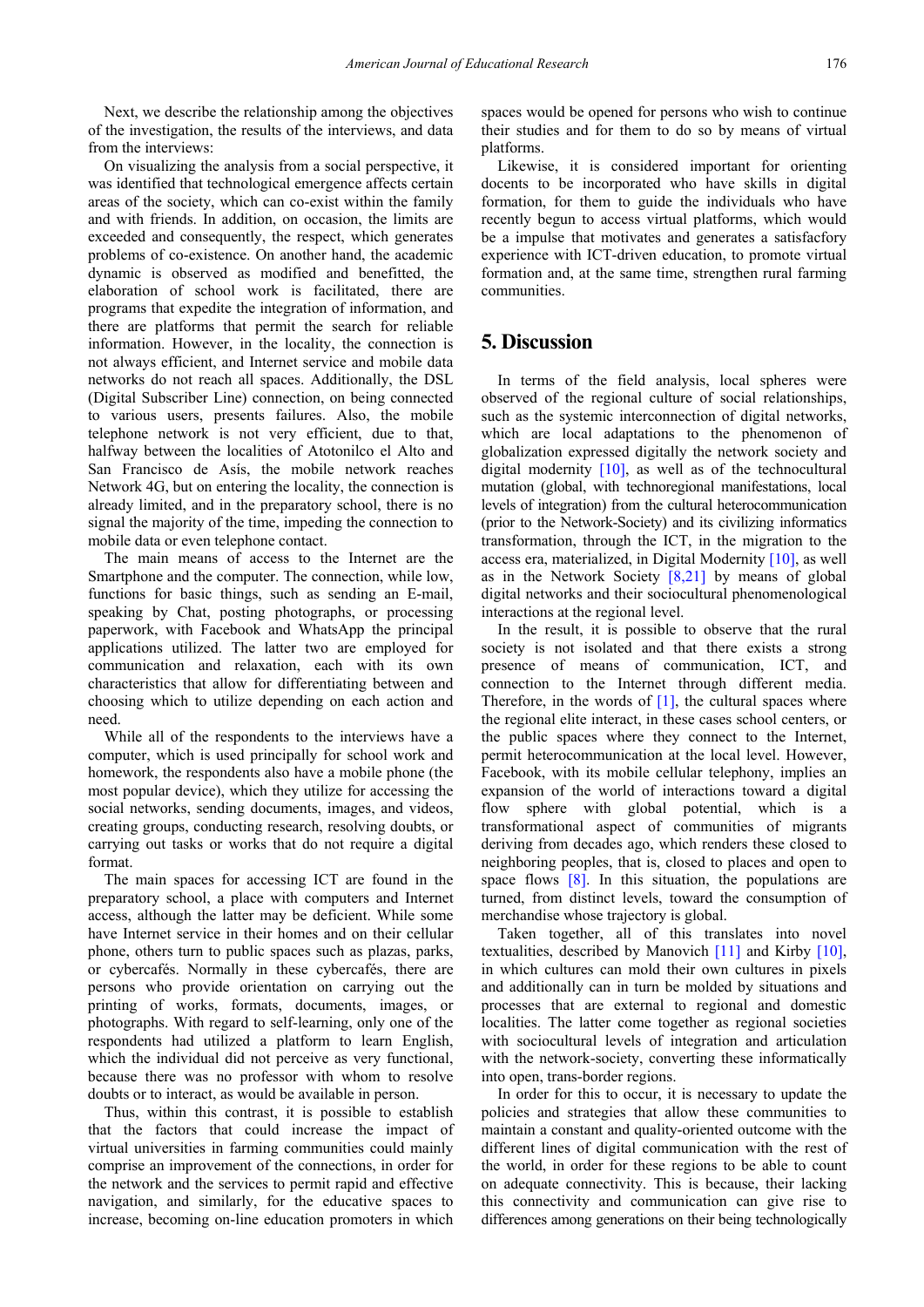Next, we describe the relationship among the objectives of the investigation, the results of the interviews, and data from the interviews:

On visualizing the analysis from a social perspective, it was identified that technological emergence affects certain areas of the society, which can co-exist within the family and with friends. In addition, on occasion, the limits are exceeded and consequently, the respect, which generates problems of co-existence. On another hand, the academic dynamic is observed as modified and benefitted, the elaboration of school work is facilitated, there are programs that expedite the integration of information, and there are platforms that permit the search for reliable information. However, in the locality, the connection is not always efficient, and Internet service and mobile data networks do not reach all spaces. Additionally, the DSL (Digital Subscriber Line) connection, on being connected to various users, presents failures. Also, the mobile telephone network is not very efficient, due to that, halfway between the localities of Atotonilco el Alto and San Francisco de Asís, the mobile network reaches Network 4G, but on entering the locality, the connection is already limited, and in the preparatory school, there is no signal the majority of the time, impeding the connection to mobile data or even telephone contact.

The main means of access to the Internet are the Smartphone and the computer. The connection, while low, functions for basic things, such as sending an E-mail, speaking by Chat, posting photographs, or processing paperwork, with Facebook and WhatsApp the principal applications utilized. The latter two are employed for communication and relaxation, each with its own characteristics that allow for differentiating between and choosing which to utilize depending on each action and need.

While all of the respondents to the interviews have a computer, which is used principally for school work and homework, the respondents also have a mobile phone (the most popular device), which they utilize for accessing the social networks, sending documents, images, and videos, creating groups, conducting research, resolving doubts, or carrying out tasks or works that do not require a digital format.

The main spaces for accessing ICT are found in the preparatory school, a place with computers and Internet access, although the latter may be deficient. While some have Internet service in their homes and on their cellular phone, others turn to public spaces such as plazas, parks, or cybercafés. Normally in these cybercafés, there are persons who provide orientation on carrying out the printing of works, formats, documents, images, or photographs. With regard to self-learning, only one of the respondents had utilized a platform to learn English, which the individual did not perceive as very functional, because there was no professor with whom to resolve doubts or to interact, as would be available in person.

Thus, within this contrast, it is possible to establish that the factors that could increase the impact of virtual universities in farming communities could mainly comprise an improvement of the connections, in order for the network and the services to permit rapid and effective navigation, and similarly, for the educative spaces to increase, becoming on-line education promoters in which spaces would be opened for persons who wish to continue their studies and for them to do so by means of virtual platforms.

Likewise, it is considered important for orienting docents to be incorporated who have skills in digital formation, for them to guide the individuals who have recently begun to access virtual platforms, which would be a impulse that motivates and generates a satisfacfory experience with ICT-driven education, to promote virtual formation and, at the same time, strengthen rural farming communities.

## 5. Discussion

In terms of the field analysis, local spheres were observed of the regional culture of social relationships, such as the systemic interconnection of digital networks, which are local adaptations to the phenomenon of globalization expressed digitally the network society and digital modernity [10], as well as of the technocultural mutation (global, with technoregional manifestations, local levels of integration) from the cultural heterocommunication (prior to the Network-Society) and its civilizing informatics transformation, through the ICT, in the migration to the access era, materialized, in Digital Modernity [10], as well as in the Network Society [8,21] by means of global digital networks and their sociocultural phenomenological interactions at the regional level.

In the result, it is possible to observe that the rural society is not isolated and that there exists a strong presence of means of communication, ICT, and connection to the Internet through different media. Therefore, in the words of [1], the cultural spaces where the regional elite interact, in these cases school centers, or the public spaces where they connect to the Internet, permit heterocommunication at the local level. However, Facebook, with its mobile cellular telephony, implies an expansion of the world of interactions toward a digital flow sphere with global potential, which is a transformational aspect of communities of migrants deriving from decades ago, which renders these closed to neighboring peoples, that is, closed to places and open to space flows [8]. In this situation, the populations are turned, from distinct levels, toward the consumption of merchandise whose trajectory is global.

Taken together, all of this translates into novel textualities, described by Manovich [11] and Kirby [10], in which cultures can mold their own cultures in pixels and additionally can in turn be molded by situations and processes that are external to regional and domestic localities. The latter come together as regional societies with sociocultural levels of integration and articulation with the network-society, converting these informatically into open, trans-border regions.

In order for this to occur, it is necessary to update the policies and strategies that allow these communities to maintain a constant and quality-oriented outcome with the different lines of digital communication with the rest of the world, in order for these regions to be able to count on adequate connectivity. This is because, their lacking this connectivity and communication can give rise to differences among generations on their being technologically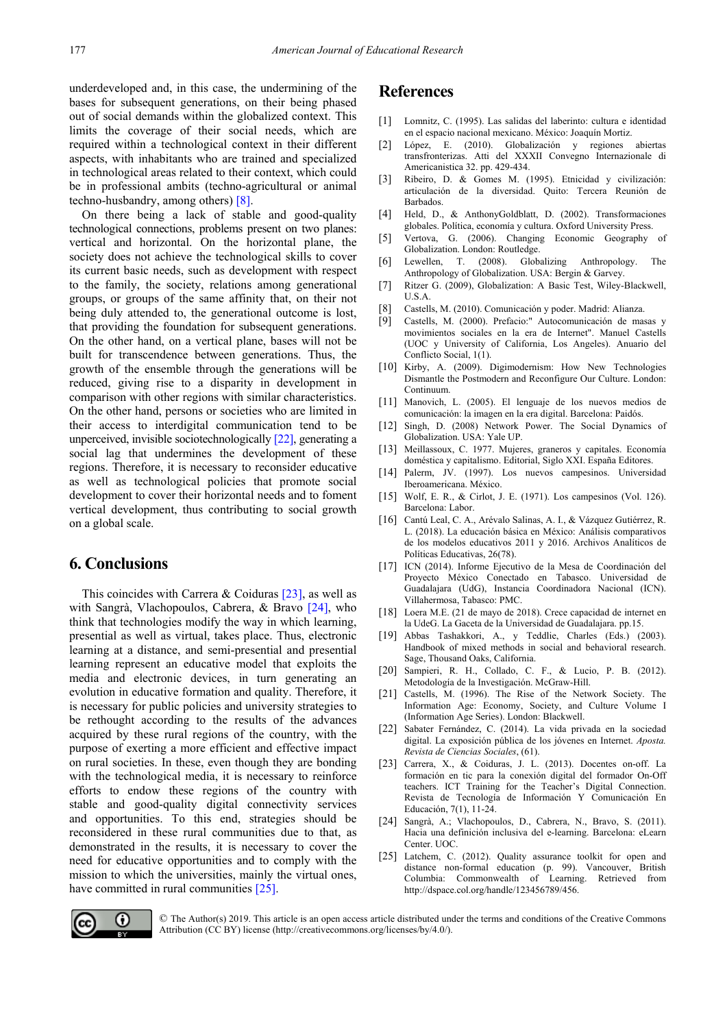underdeveloped and, in this case, the undermining of the bases for subsequent generations, on their being phased out of social demands within the globalized context. This limits the coverage of their social needs, which are required within a technological context in their different aspects, with inhabitants who are trained and specialized in technological areas related to their context, which could be in professional ambits (techno-agricultural or animal techno-husbandry, among others) [8].

On there being a lack of stable and good-quality technological connections, problems present on two planes: vertical and horizontal. On the horizontal plane, the society does not achieve the technological skills to cover its current basic needs, such as development with respect to the family, the society, relations among generational groups, or groups of the same affinity that, on their not being duly attended to, the generational outcome is lost, that providing the foundation for subsequent generations. On the other hand, on a vertical plane, bases will not be built for transcendence between generations. Thus, the growth of the ensemble through the generations will be reduced, giving rise to a disparity in development in comparison with other regions with similar characteristics. On the other hand, persons or societies who are limited in their access to interdigital communication tend to be unperceived, invisible sociotechnologically [22], generating a social lag that undermines the development of these regions. Therefore, it is necessary to reconsider educative as well as technological policies that promote social development to cover their horizontal needs and to foment vertical development, thus contributing to social growth on a global scale.

## 6. Conclusions

This coincides with Carrera & Coiduras [23], as well as with Sangrà, Vlachopoulos, Cabrera, & Bravo [24], who think that technologies modify the way in which learning, presential as well as virtual, takes place. Thus, electronic learning at a distance, and semi-presential and presential learning represent an educative model that exploits the media and electronic devices, in turn generating an evolution in educative formation and quality. Therefore, it is necessary for public policies and university strategies to be rethought according to the results of the advances acquired by these rural regions of the country, with the purpose of exerting a more efficient and effective impact on rural societies. In these, even though they are bonding with the technological media, it is necessary to reinforce efforts to endow these regions of the country with stable and good-quality digital connectivity services and opportunities. To this end, strategies should be reconsidered in these rural communities due to that, as demonstrated in the results, it is necessary to cover the need for educative opportunities and to comply with the mission to which the universities, mainly the virtual ones, have committed in rural communities [25].

## References

[1] Lomnitz, C. (1995). Las salidas del laberinto: cultura e identidad en el espacio nacional mexicano. México: Joaquín Mortiz.

[2] López, E. (2010). Globalización y regiones abiertas transfronterizas. Atti del XXXII Convegno Internazionale di Americanistica 32. pp. 429-434.

[3] Ribeiro, D. & Gomes M. (1995). Etnicidad y civilización: articulación de la diversidad. Quito: Tercera Reunión de Barbados.

[4] Held, D., & AnthonyGoldblatt, D. (2002). Transformaciones globales. Política, economía y cultura. Oxford University Press.

[5] Vertova, G. (2006). Changing Economic Geography of Globalization. London: Routledge.

[6] Lewellen, T. (2008). Globalizing Anthropology. The Anthropology of Globalization. USA: Bergin & Garvey.

[7] Ritzer G. (2009), Globalization: A Basic Test, Wiley-Blackwell, U.S.A.

[8] Castells, M. (2010). Comunicación y poder. Madrid: Alianza.

[9] Castells, M. (2000). Prefacio:" Autocomunicación de masas y movimientos sociales en la era de Internet". Manuel Castells (UOC y University of California, Los Angeles). Anuario del Conflicto Social, 1(1).

[10] Kirby, A. (2009). Digimodernism: How New Technologies Dismantle the Postmodern and Reconfigure Our Culture. London: Continuum.

[11] Manovich, L. (2005). El lenguaje de los nuevos medios de comunicación: la imagen en la era digital. Barcelona: Paidós.

[12] Singh, D. (2008) Network Power. The Social Dynamics of Globalization. USA: Yale UP.

[13] Meillassoux, C. 1977. Mujeres, graneros y capitales. Economía doméstica y capitalismo. Editorial, Siglo XXI. España Editores.

[14] Palerm, JV. (1997). Los nuevos campesinos. Universidad Iberoamericana. México.

[15] Wolf, E. R., & Cirlot, J. E. (1971). Los campesinos (Vol. 126). Barcelona: Labor.

[16] Cantú Leal, C. A., Arévalo Salinas, A. I., & Vázquez Gutiérrez, R. L. (2018). La educación básica en México: Análisis comparativos de los modelos educativos 2011 y 2016. Archivos Analíticos de Políticas Educativas, 26(78).

[17] ICN (2014). Informe Ejecutivo de la Mesa de Coordinación del Proyecto México Conectado en Tabasco. Universidad de Guadalajara (UdG), Instancia Coordinadora Nacional (ICN). Villahermosa, Tabasco: PMC.

[18] Loera M.E. (21 de mayo de 2018). Crece capacidad de internet en la UdeG. La Gaceta de la Universidad de Guadalajara. pp.15.

[19] Abbas Tashakkori, A., y Teddlie, Charles (Eds.) (2003). Handbook of mixed methods in social and behavioral research. Sage, Thousand Oaks, California.

[20] Sampieri, R. H., Collado, C. F., & Lucio, P. B. (2012). Metodología de la Investigación. McGraw-Hill.

[21] Castells, M. (1996). The Rise of the Network Society. The Information Age: Economy, Society, and Culture Volume I (Information Age Series). London: Blackwell.

[22] Sabater Fernández, C. (2014). La vida privada en la sociedad digital. La exposición pública de los jóvenes en Internet. *Aposta. Revista de Ciencias Sociales*, (61).

[23] Carrera, X., & Coiduras, J. L. (2013). Docentes on-off. La formación en tic para la conexión digital del formador On-Off teachers. ICT Training for the Teacher's Digital Connection. Revista de Tecnología de Información Y Comunicación En Educación, 7(1), 11-24.

[24] Sangrà, A.; Vlachopoulos, D., Cabrera, N., Bravo, S. (2011). Hacia una definición inclusiva del e-learning. Barcelona: eLearn Center. UOC.

[25] Latchem, C. (2012). Quality assurance toolkit for open and distance non-formal education (p. 99). Vancouver, British Columbia: Commonwealth of Learning. Retrieved from http://dspace.col.org/handle/123456789/456.

© The Author(s) 2019. This article is an open access article distributed under the terms and conditions of the Creative Commons Attribution (CC BY) license (http://creativecommons.org/licenses/by/4.0/).